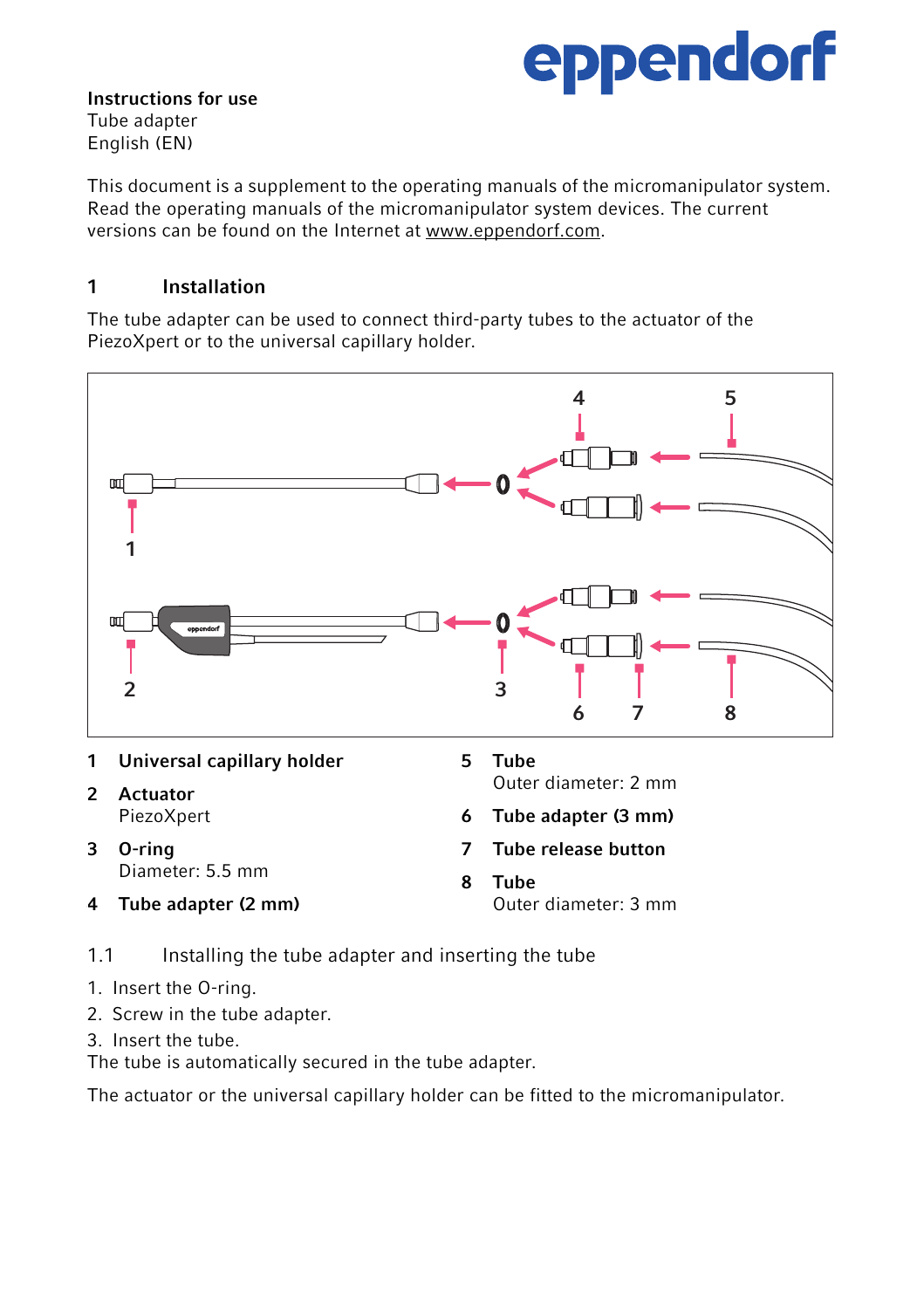**Instructions for use**
Tube adapter
English (EN)

This document is a supplement to the operating manuals of the micromanipulator system. Read the operating manuals of the micromanipulator system devices. The current versions can be found on the Internet at www.eppendorf.com.

## 1 Installation

The tube adapter can be used to connect third-party tubes to the actuator of the PiezoXpert or to the universal capillary holder.

1 **Universal capillary holder**

2 **Actuator**
PiezoXpert

3 **O-ring**
Diameter: 5.5 mm

4 **Tube adapter (2 mm)**

5 **Tube**
Outer diameter: 2 mm

6 **Tube adapter (3 mm)**

7 **Tube release button**

8 **Tube**
Outer diameter: 3 mm

### 1.1 Installing the tube adapter and inserting the tube

1. Insert the O-ring.
2. Screw in the tube adapter.
3. Insert the tube.

The tube is automatically secured in the tube adapter.

The actuator or the universal capillary holder can be fitted to the micromanipulator.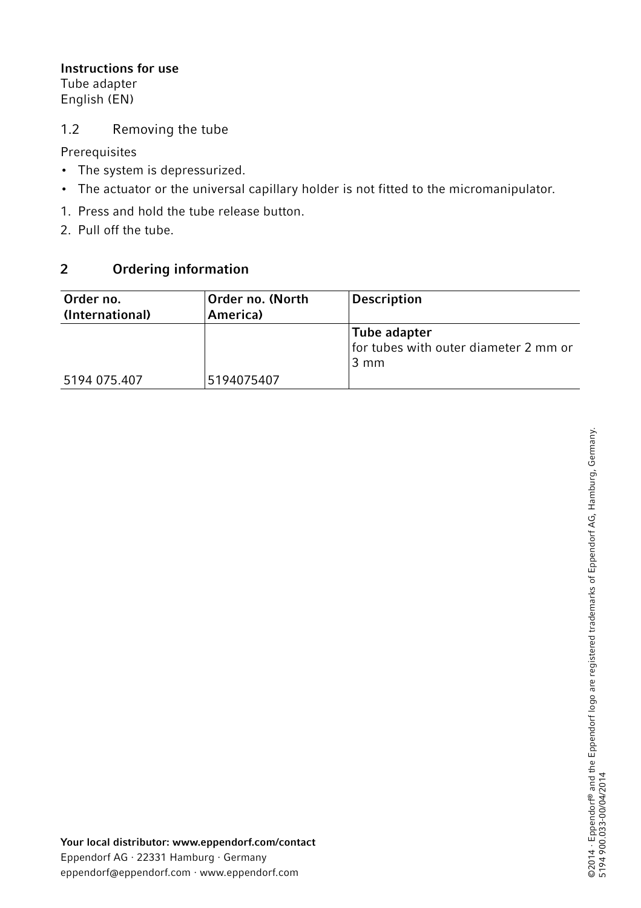**Instructions for use**
Tube adapter
English (EN)

### 1.2 Removing the tube

Prerequisites

- The system is depressurized.
- The actuator or the universal capillary holder is not fitted to the micromanipulator.

1. Press and hold the tube release button.
2. Pull off the tube.

## 2 Ordering information

| Order no. (International) | Order no. (North America) | Description |
| --- | --- | --- |
| 5194 075.407 | 5194075407 | **Tube adapter** for tubes with outer diameter 2 mm or 3 mm |

**Your local distributor: www.eppendorf.com/contact**
Eppendorf AG · 22331 Hamburg · Germany
eppendorf@eppendorf.com · www.eppendorf.com

©2014 · Eppendorf® and the Eppendorf logo are registered trademarks of Eppendorf AG, Hamburg, Germany.
5194 900.033-00/04/2014